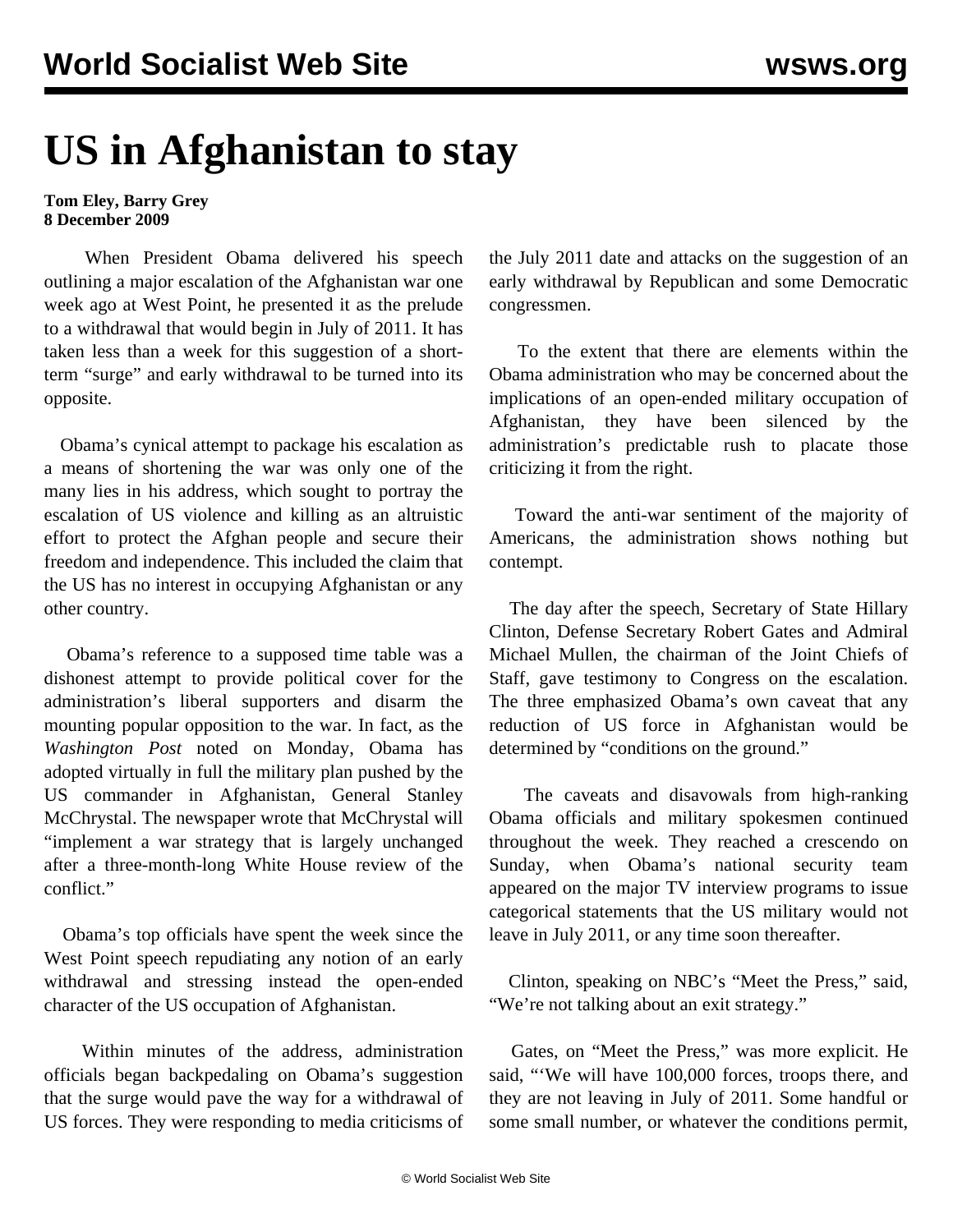# US in Afghanistan to stay

**Tom Eley, Barry Grey**
**8 December 2009**

When President Obama delivered his speech outlining a major escalation of the Afghanistan war one week ago at West Point, he presented it as the prelude to a withdrawal that would begin in July of 2011. It has taken less than a week for this suggestion of a short-term "surge" and early withdrawal to be turned into its opposite.

Obama's cynical attempt to package his escalation as a means of shortening the war was only one of the many lies in his address, which sought to portray the escalation of US violence and killing as an altruistic effort to protect the Afghan people and secure their freedom and independence. This included the claim that the US has no interest in occupying Afghanistan or any other country.

Obama's reference to a supposed time table was a dishonest attempt to provide political cover for the administration's liberal supporters and disarm the mounting popular opposition to the war. In fact, as the *Washington Post* noted on Monday, Obama has adopted virtually in full the military plan pushed by the US commander in Afghanistan, General Stanley McChrystal. The newspaper wrote that McChrystal will "implement a war strategy that is largely unchanged after a three-month-long White House review of the conflict."

Obama's top officials have spent the week since the West Point speech repudiating any notion of an early withdrawal and stressing instead the open-ended character of the US occupation of Afghanistan.

Within minutes of the address, administration officials began backpedaling on Obama's suggestion that the surge would pave the way for a withdrawal of US forces. They were responding to media criticisms of the July 2011 date and attacks on the suggestion of an early withdrawal by Republican and some Democratic congressmen.

To the extent that there are elements within the Obama administration who may be concerned about the implications of an open-ended military occupation of Afghanistan, they have been silenced by the administration's predictable rush to placate those criticizing it from the right.

Toward the anti-war sentiment of the majority of Americans, the administration shows nothing but contempt.

The day after the speech, Secretary of State Hillary Clinton, Defense Secretary Robert Gates and Admiral Michael Mullen, the chairman of the Joint Chiefs of Staff, gave testimony to Congress on the escalation. The three emphasized Obama's own caveat that any reduction of US force in Afghanistan would be determined by "conditions on the ground."

The caveats and disavowals from high-ranking Obama officials and military spokesmen continued throughout the week. They reached a crescendo on Sunday, when Obama's national security team appeared on the major TV interview programs to issue categorical statements that the US military would not leave in July 2011, or any time soon thereafter.

Clinton, speaking on NBC's "Meet the Press," said, "We're not talking about an exit strategy."

Gates, on "Meet the Press," was more explicit. He said, "'We will have 100,000 forces, troops there, and they are not leaving in July of 2011. Some handful or some small number, or whatever the conditions permit,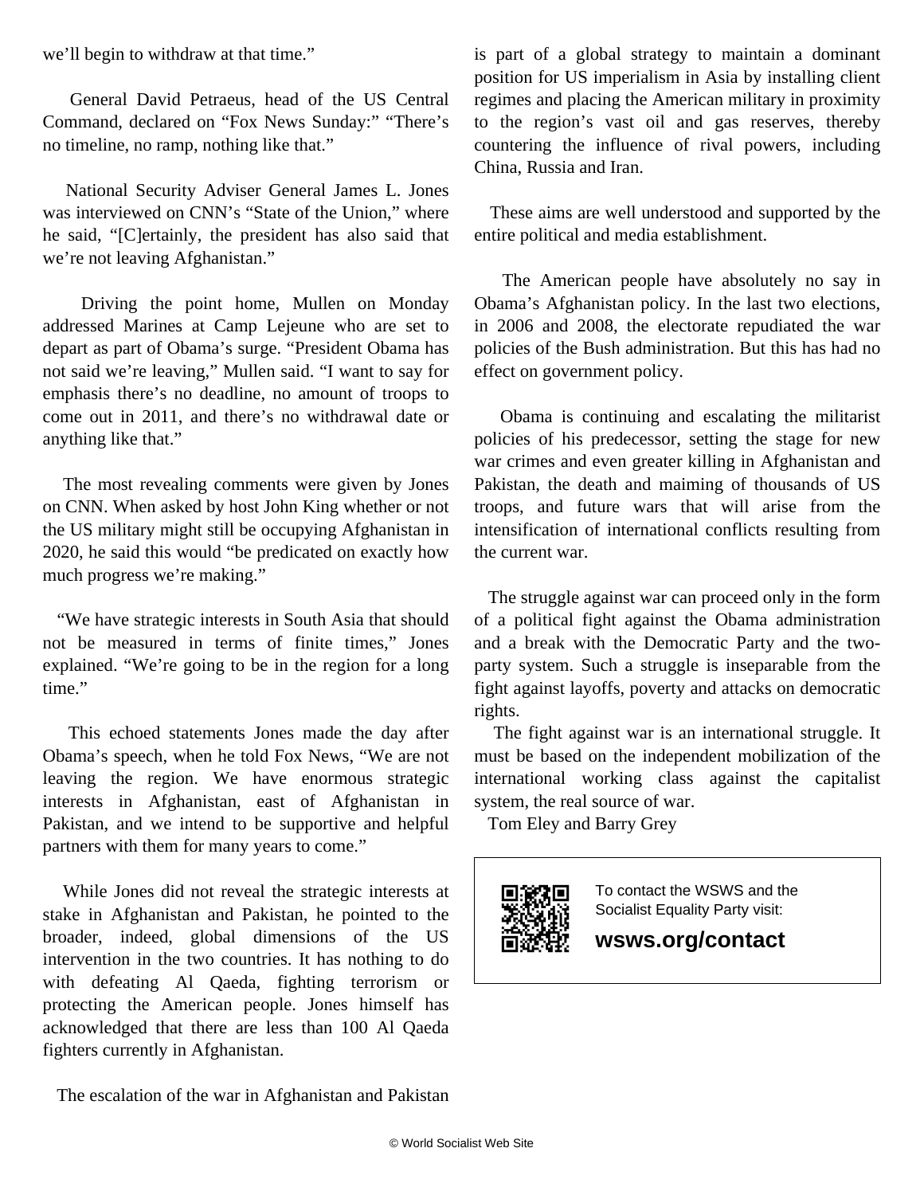we'll begin to withdraw at that time."

General David Petraeus, head of the US Central Command, declared on "Fox News Sunday:" "There's no timeline, no ramp, nothing like that."

National Security Adviser General James L. Jones was interviewed on CNN's "State of the Union," where he said, "[C]ertainly, the president has also said that we're not leaving Afghanistan."

Driving the point home, Mullen on Monday addressed Marines at Camp Lejeune who are set to depart as part of Obama's surge. "President Obama has not said we're leaving," Mullen said. "I want to say for emphasis there's no deadline, no amount of troops to come out in 2011, and there's no withdrawal date or anything like that."

The most revealing comments were given by Jones on CNN. When asked by host John King whether or not the US military might still be occupying Afghanistan in 2020, he said this would "be predicated on exactly how much progress we're making."

"We have strategic interests in South Asia that should not be measured in terms of finite times," Jones explained. "We're going to be in the region for a long time."

This echoed statements Jones made the day after Obama's speech, when he told Fox News, "We are not leaving the region. We have enormous strategic interests in Afghanistan, east of Afghanistan in Pakistan, and we intend to be supportive and helpful partners with them for many years to come."

While Jones did not reveal the strategic interests at stake in Afghanistan and Pakistan, he pointed to the broader, indeed, global dimensions of the US intervention in the two countries. It has nothing to do with defeating Al Qaeda, fighting terrorism or protecting the American people. Jones himself has acknowledged that there are less than 100 Al Qaeda fighters currently in Afghanistan.

The escalation of the war in Afghanistan and Pakistan is part of a global strategy to maintain a dominant position for US imperialism in Asia by installing client regimes and placing the American military in proximity to the region's vast oil and gas reserves, thereby countering the influence of rival powers, including China, Russia and Iran.

These aims are well understood and supported by the entire political and media establishment.

The American people have absolutely no say in Obama's Afghanistan policy. In the last two elections, in 2006 and 2008, the electorate repudiated the war policies of the Bush administration. But this has had no effect on government policy.

Obama is continuing and escalating the militarist policies of his predecessor, setting the stage for new war crimes and even greater killing in Afghanistan and Pakistan, the death and maiming of thousands of US troops, and future wars that will arise from the intensification of international conflicts resulting from the current war.

The struggle against war can proceed only in the form of a political fight against the Obama administration and a break with the Democratic Party and the two-party system. Such a struggle is inseparable from the fight against layoffs, poverty and attacks on democratic rights.

The fight against war is an international struggle. It must be based on the independent mobilization of the international working class against the capitalist system, the real source of war.

Tom Eley and Barry Grey

To contact the WSWS and the Socialist Equality Party visit:

**wsws.org/contact**